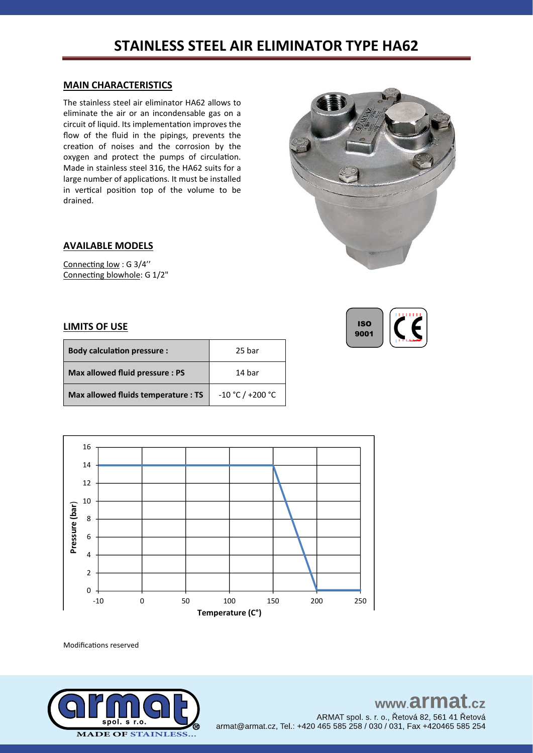# STAINLESS STEEL AIR ELIMINATOR TYPE HA62

## MAIN CHARACTERISTICS

The stainless steel air eliminator HA62 allows to eliminate the air or an incondensable gas on a circuit of liquid. Its implementation improves the flow of the fluid in the pipings, prevents the creation of noises and the corrosion by the oxygen and protect the pumps of circulation. Made in stainless steel 316, the HA62 suits for a large number of applications. It must be installed in vertical position top of the volume to be drained.

## AVAILABLE MODELS

Connecting low : G 3/4''
Connecting blowhole: G 1/2"

## LIMITS OF USE

| Parameter | Value |
|---|---|
| **Body calculation pressure :** | 25 bar |
| **Max allowed fluid pressure : PS** | 14 bar |
| **Max allowed fluids temperature : TS** | -10 °C / +200 °C |

Modifications reserved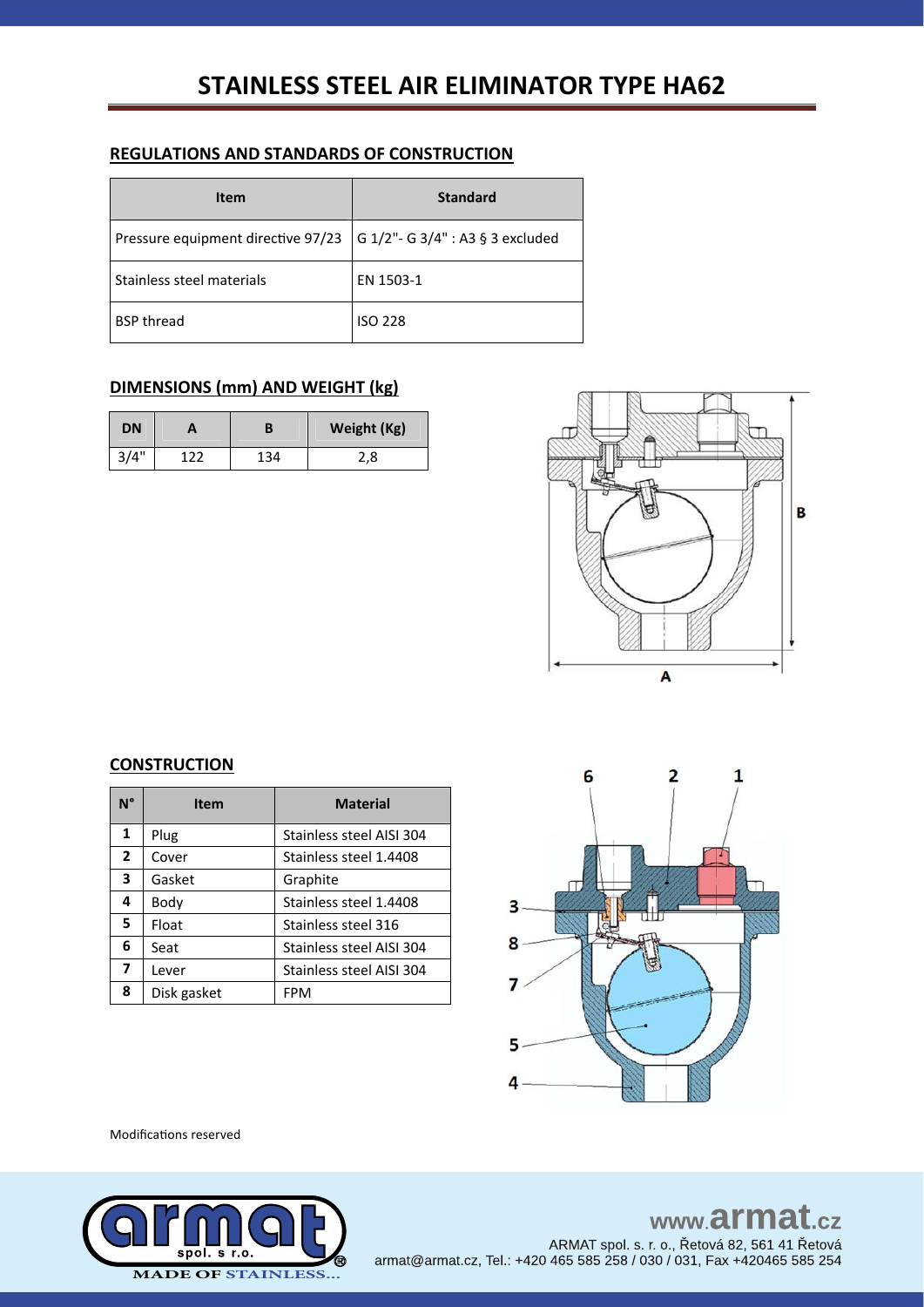# STAINLESS STEEL AIR ELIMINATOR TYPE HA62

## REGULATIONS AND STANDARDS OF CONSTRUCTION

| Item | Standard |
|---|---|
| Pressure equipment directive 97/23 | G 1/2"- G 3/4" : A3 § 3 excluded |
| Stainless steel materials | EN 1503-1 |
| BSP thread | ISO 228 |

## DIMENSIONS (mm) AND WEIGHT (kg)

| DN | A | B | Weight (Kg) |
|---|---|---|---|
| 3/4" | 122 | 134 | 2,8 |

## CONSTRUCTION

| N° | Item | Material |
|---|---|---|
| 1 | Plug | Stainless steel AISI 304 |
| 2 | Cover | Stainless steel 1.4408 |
| 3 | Gasket | Graphite |
| 4 | Body | Stainless steel 1.4408 |
| 5 | Float | Stainless steel 316 |
| 6 | Seat | Stainless steel AISI 304 |
| 7 | Lever | Stainless steel AISI 304 |
| 8 | Disk gasket | FPM |

Modifications reserved

www.armat.cz

ARMAT spol. s r. o., Řetová 82, 561 41 Řetová

armat@armat.cz, Tel.: +420 465 585 258 / 030 / 031, Fax +420465 585 254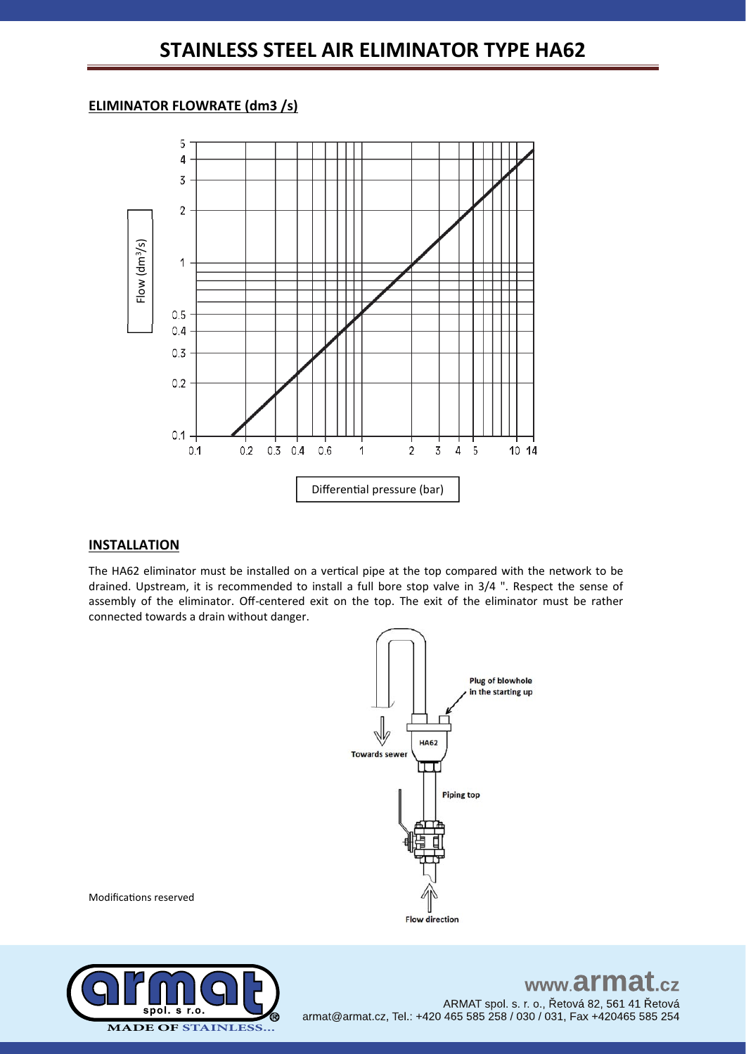# STAINLESS STEEL AIR ELIMINATOR TYPE HA62

## ELIMINATOR FLOWRATE (dm3 /s)

Flow (dm$^3$/s)

5
4
3
2
1
0.5
0.4
0.3
0.2
0.1

0.1 0.2 0.3 0.4 0.6 1 2 3 4 5 10 14

Differential pressure (bar)

## INSTALLATION

The HA62 eliminator must be installed on a vertical pipe at the top compared with the network to be drained. Upstream, it is recommended to install a full bore stop valve in 3/4 ". Respect the sense of assembly of the eliminator. Off-centered exit on the top. The exit of the eliminator must be rather connected towards a drain without danger.

Plug of blowhole in the starting up

HA62

Towards sewer

Piping top

Flow direction

Modifications reserved

www.armat.cz

ARMAT spol. s r. o., Řetová 82, 561 41 Řetová
armat@armat.cz, Tel.: +420 465 585 258 / 030 / 031, Fax +420465 585 254